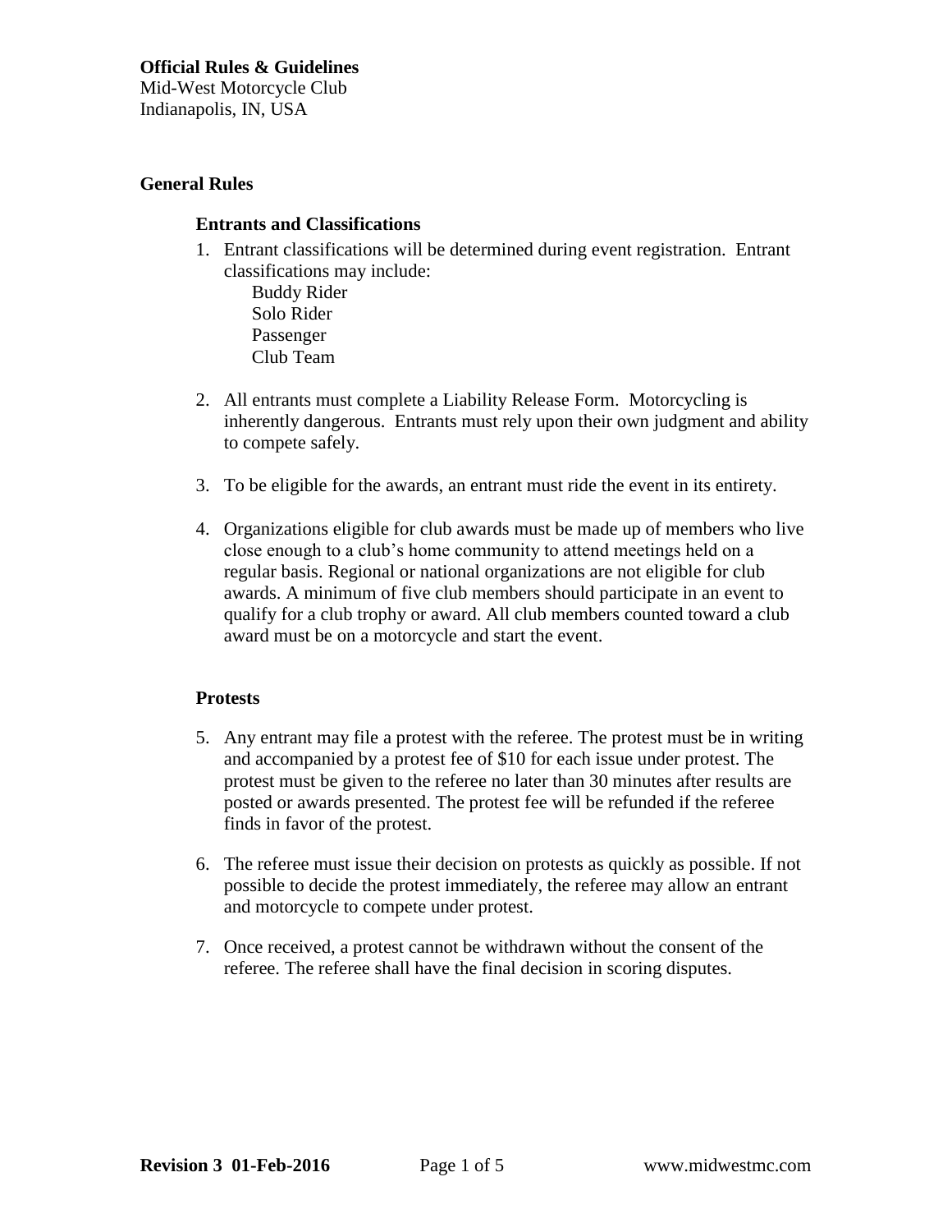**Official Rules & Guidelines**
Mid-West Motorcycle Club
Indianapolis, IN, USA

## General Rules

### Entrants and Classifications

1. Entrant classifications will be determined during event registration. Entrant classifications may include:
   - Buddy Rider
   - Solo Rider
   - Passenger
   - Club Team

2. All entrants must complete a Liability Release Form. Motorcycling is inherently dangerous. Entrants must rely upon their own judgment and ability to compete safely.

3. To be eligible for the awards, an entrant must ride the event in its entirety.

4. Organizations eligible for club awards must be made up of members who live close enough to a club's home community to attend meetings held on a regular basis. Regional or national organizations are not eligible for club awards. A minimum of five club members should participate in an event to qualify for a club trophy or award. All club members counted toward a club award must be on a motorcycle and start the event.

### Protests

5. Any entrant may file a protest with the referee. The protest must be in writing and accompanied by a protest fee of $10 for each issue under protest. The protest must be given to the referee no later than 30 minutes after results are posted or awards presented. The protest fee will be refunded if the referee finds in favor of the protest.

6. The referee must issue their decision on protests as quickly as possible. If not possible to decide the protest immediately, the referee may allow an entrant and motorcycle to compete under protest.

7. Once received, a protest cannot be withdrawn without the consent of the referee. The referee shall have the final decision in scoring disputes.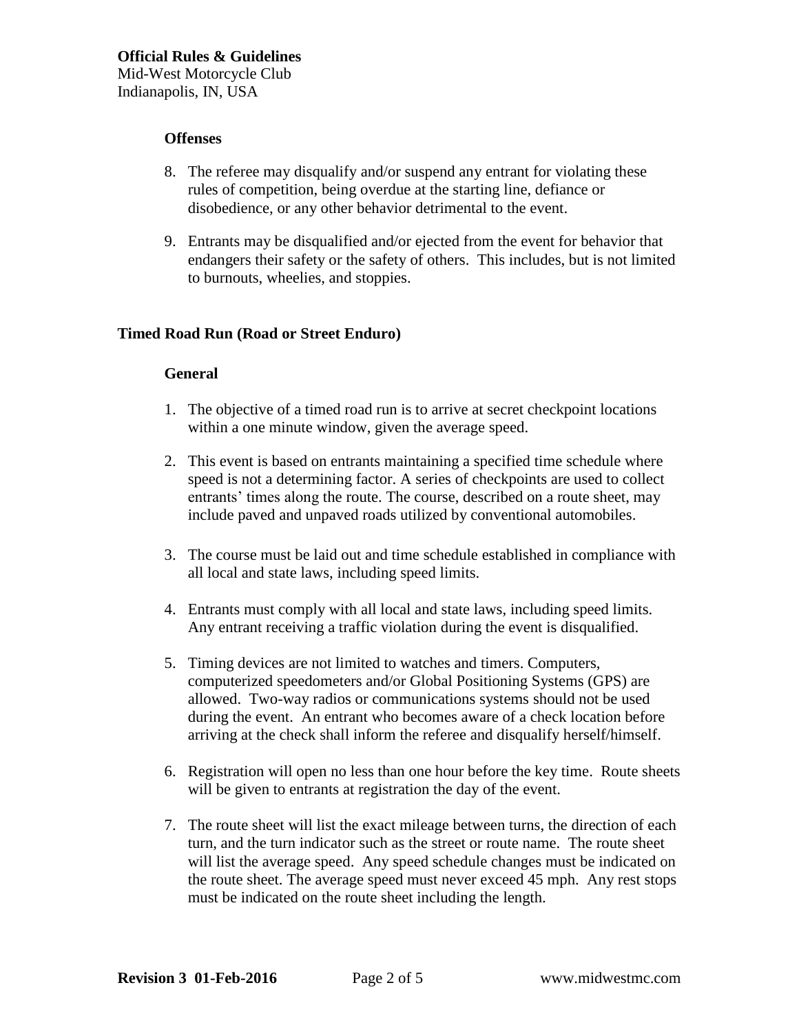### Offenses

8. The referee may disqualify and/or suspend any entrant for violating these rules of competition, being overdue at the starting line, defiance or disobedience, or any other behavior detrimental to the event.

9. Entrants may be disqualified and/or ejected from the event for behavior that endangers their safety or the safety of others. This includes, but is not limited to burnouts, wheelies, and stoppies.

## Timed Road Run (Road or Street Enduro)

### General

1. The objective of a timed road run is to arrive at secret checkpoint locations within a one minute window, given the average speed.

2. This event is based on entrants maintaining a specified time schedule where speed is not a determining factor. A series of checkpoints are used to collect entrants' times along the route. The course, described on a route sheet, may include paved and unpaved roads utilized by conventional automobiles.

3. The course must be laid out and time schedule established in compliance with all local and state laws, including speed limits.

4. Entrants must comply with all local and state laws, including speed limits. Any entrant receiving a traffic violation during the event is disqualified.

5. Timing devices are not limited to watches and timers. Computers, computerized speedometers and/or Global Positioning Systems (GPS) are allowed. Two-way radios or communications systems should not be used during the event. An entrant who becomes aware of a check location before arriving at the check shall inform the referee and disqualify herself/himself.

6. Registration will open no less than one hour before the key time. Route sheets will be given to entrants at registration the day of the event.

7. The route sheet will list the exact mileage between turns, the direction of each turn, and the turn indicator such as the street or route name. The route sheet will list the average speed. Any speed schedule changes must be indicated on the route sheet. The average speed must never exceed 45 mph. Any rest stops must be indicated on the route sheet including the length.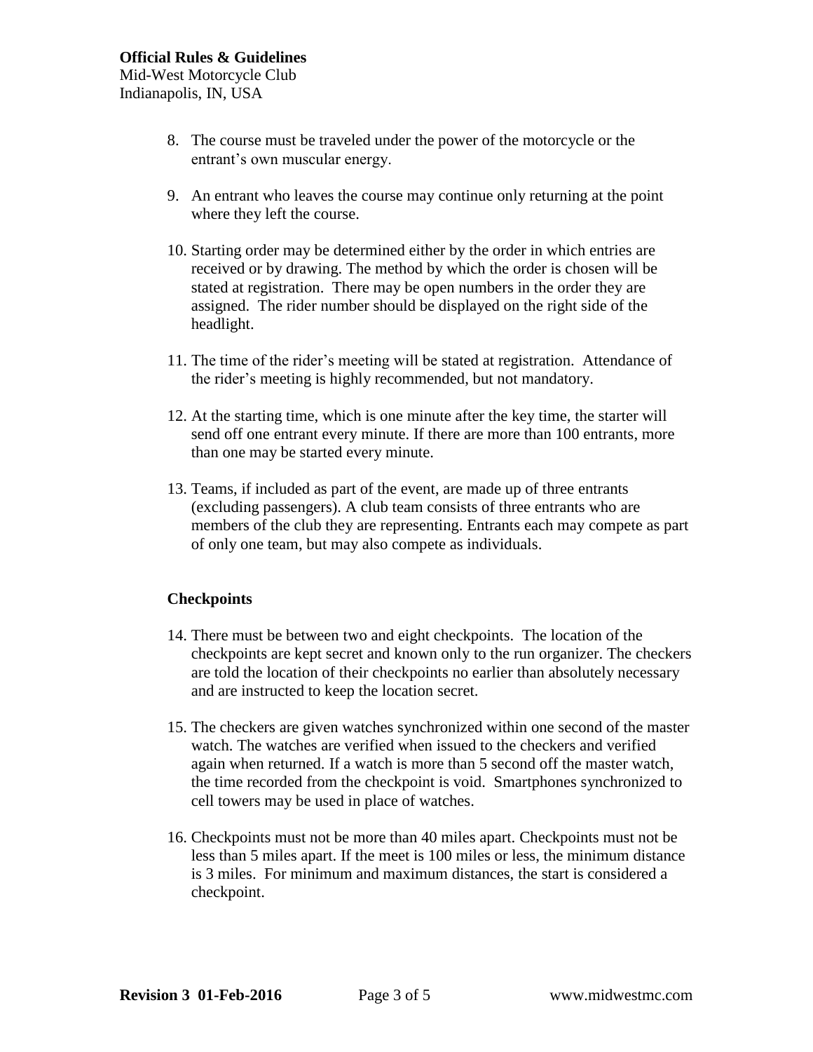8. The course must be traveled under the power of the motorcycle or the entrant's own muscular energy.

9. An entrant who leaves the course may continue only returning at the point where they left the course.

10. Starting order may be determined either by the order in which entries are received or by drawing. The method by which the order is chosen will be stated at registration. There may be open numbers in the order they are assigned. The rider number should be displayed on the right side of the headlight.

11. The time of the rider's meeting will be stated at registration. Attendance of the rider's meeting is highly recommended, but not mandatory.

12. At the starting time, which is one minute after the key time, the starter will send off one entrant every minute. If there are more than 100 entrants, more than one may be started every minute.

13. Teams, if included as part of the event, are made up of three entrants (excluding passengers). A club team consists of three entrants who are members of the club they are representing. Entrants each may compete as part of only one team, but may also compete as individuals.

## Checkpoints

14. There must be between two and eight checkpoints. The location of the checkpoints are kept secret and known only to the run organizer. The checkers are told the location of their checkpoints no earlier than absolutely necessary and are instructed to keep the location secret.

15. The checkers are given watches synchronized within one second of the master watch. The watches are verified when issued to the checkers and verified again when returned. If a watch is more than 5 second off the master watch, the time recorded from the checkpoint is void. Smartphones synchronized to cell towers may be used in place of watches.

16. Checkpoints must not be more than 40 miles apart. Checkpoints must not be less than 5 miles apart. If the meet is 100 miles or less, the minimum distance is 3 miles. For minimum and maximum distances, the start is considered a checkpoint.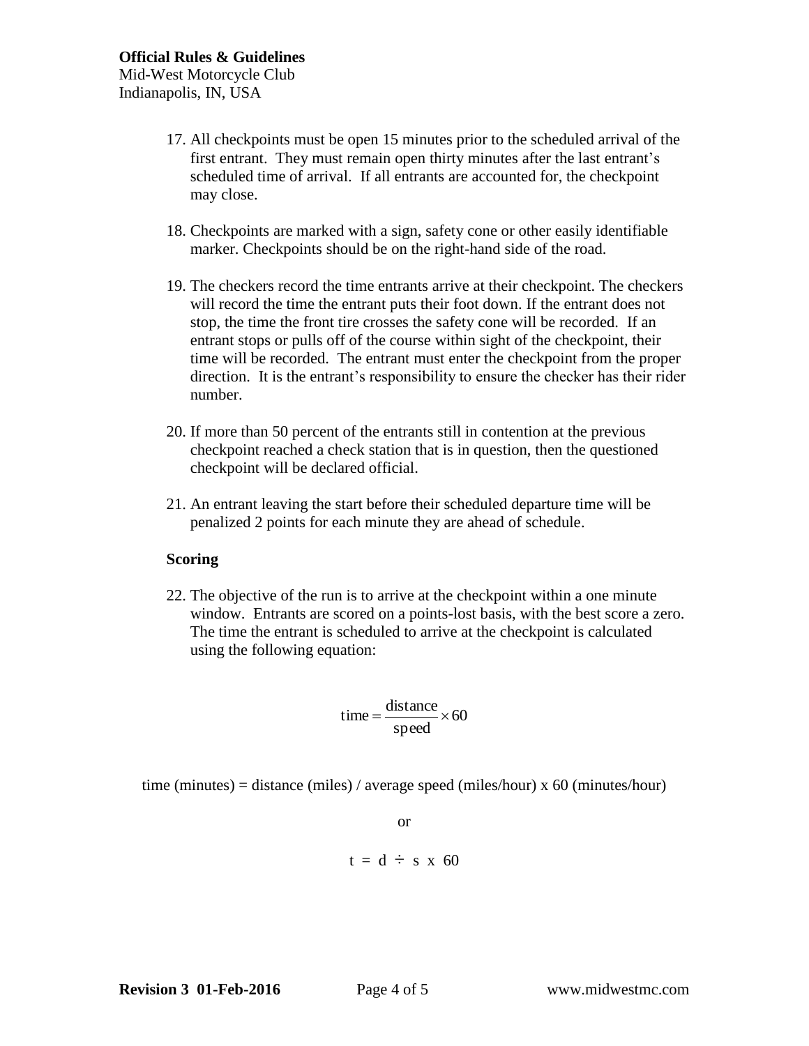17. All checkpoints must be open 15 minutes prior to the scheduled arrival of the first entrant. They must remain open thirty minutes after the last entrant's scheduled time of arrival. If all entrants are accounted for, the checkpoint may close.

18. Checkpoints are marked with a sign, safety cone or other easily identifiable marker. Checkpoints should be on the right-hand side of the road.

19. The checkers record the time entrants arrive at their checkpoint. The checkers will record the time the entrant puts their foot down. If the entrant does not stop, the time the front tire crosses the safety cone will be recorded. If an entrant stops or pulls off of the course within sight of the checkpoint, their time will be recorded. The entrant must enter the checkpoint from the proper direction. It is the entrant's responsibility to ensure the checker has their rider number.

20. If more than 50 percent of the entrants still in contention at the previous checkpoint reached a check station that is in question, then the questioned checkpoint will be declared official.

21. An entrant leaving the start before their scheduled departure time will be penalized 2 points for each minute they are ahead of schedule.

**Scoring**

22. The objective of the run is to arrive at the checkpoint within a one minute window. Entrants are scored on a points-lost basis, with the best score a zero. The time the entrant is scheduled to arrive at the checkpoint is calculated using the following equation:

$$\text{time} = \frac{\text{distance}}{\text{speed}} \times 60$$

time (minutes) = distance (miles) / average speed (miles/hour) x 60 (minutes/hour)

or

$$t = d \div s \times 60$$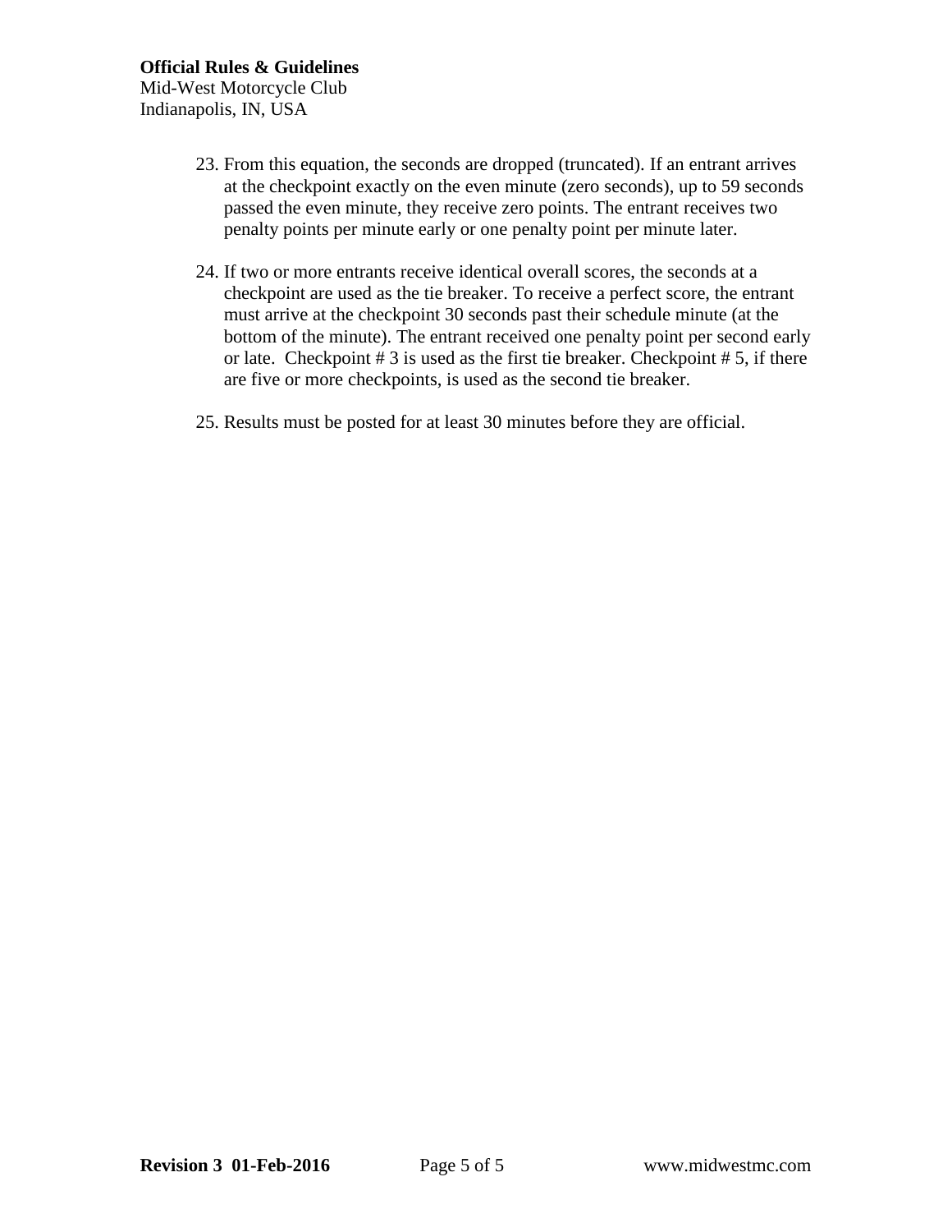23. From this equation, the seconds are dropped (truncated). If an entrant arrives at the checkpoint exactly on the even minute (zero seconds), up to 59 seconds passed the even minute, they receive zero points. The entrant receives two penalty points per minute early or one penalty point per minute later.

24. If two or more entrants receive identical overall scores, the seconds at a checkpoint are used as the tie breaker. To receive a perfect score, the entrant must arrive at the checkpoint 30 seconds past their schedule minute (at the bottom of the minute). The entrant received one penalty point per second early or late. Checkpoint # 3 is used as the first tie breaker. Checkpoint # 5, if there are five or more checkpoints, is used as the second tie breaker.

25. Results must be posted for at least 30 minutes before they are official.